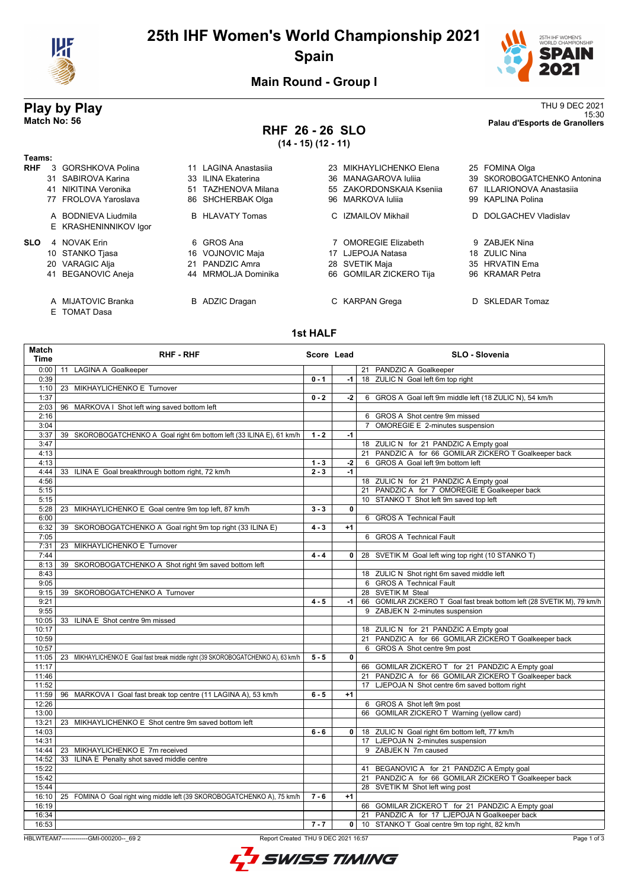# 25th IHF Women's World Championship 2021

## Spain

### Main Round - Group I

## Play by Play

**Match No: 56**

THU 9 DEC 2021
15:30
**Palau d'Esports de Granollers**

## RHF 26 - 26 SLO

**(14 - 15) (12 - 11)**

**Teams:**

**RHF**
3 GORSHKOVA Polina, 11 LAGINA Anastasiia, 23 MIKHAYLICHENKO Elena, 25 FOMINA Olga, 31 SABIROVA Karina, 33 ILINA Ekaterina, 36 MANAGAROVA Iuliia, 39 SKOROBOGATCHENKO Antonina, 41 NIKITINA Veronika, 51 TAZHENOVA Milana, 55 ZAKORDONSKAIA Kseniia, 67 ILLARIONOVA Anastasiia, 77 FROLOVA Yaroslava, 86 SHCHERBAK Olga, 96 MARKOVA Iuliia, 99 KAPLINA Polina

A BODNIEVA Liudmila, B HLAVATY Tomas, C IZMAILOV Mikhail, D DOLGACHEV Vladislav, E KRASHENINNIKOV Igor

**SLO**
4 NOVAK Erin, 6 GROS Ana, 7 OMOREGIE Elizabeth, 9 ZABJEK Nina, 10 STANKO Tjasa, 16 VOJNOVIC Maja, 17 LJEPOJA Natasa, 18 ZULIC Nina, 20 VARAGIC Alja, 21 PANDZIC Amra, 28 SVETIK Maja, 35 HRVATIN Ema, 41 BEGANOVIC Aneja, 44 MRMOLJA Dominika, 66 GOMILAR ZICKERO Tija, 96 KRAMAR Petra

A MIJATOVIC Branka, B ADZIC Dragan, C KARPAN Grega, D SKLEDAR Tomaz, E TOMAT Dasa

### 1st HALF

| Match Time | RHF - RHF | Score | Lead | SLO - Slovenia |
|---|---|---|---|---|
| 0:00 | 11 LAGINA A Goalkeeper | | | 21 PANDZIC A Goalkeeper |
| 0:39 | | 0 - 1 | -1 | 18 ZULIC N Goal left 6m top right |
| 1:10 | 23 MIKHAYLICHENKO E Turnover | | | |
| 1:37 | | 0 - 2 | -2 | 6 GROS A Goal left 9m middle left (18 ZULIC N), 54 km/h |
| 2:03 | 96 MARKOVA I Shot left wing saved bottom left | | | |
| 2:16 | | | | 6 GROS A Shot centre 9m missed |
| 3:04 | | | | 7 OMOREGIE E 2-minutes suspension |
| 3:37 | 39 SKOROBOGATCHENKO A Goal right 6m bottom left (33 ILINA E), 61 km/h | 1 - 2 | -1 | |
| 3:47 | | | | 18 ZULIC N for 21 PANDZIC A Empty goal |
| 4:13 | | | | 21 PANDZIC A for 66 GOMILAR ZICKERO T Goalkeeper back |
| 4:13 | | 1 - 3 | -2 | 6 GROS A Goal left 9m bottom left |
| 4:44 | 33 ILINA E Goal breakthrough bottom right, 72 km/h | 2 - 3 | -1 | |
| 4:56 | | | | 18 ZULIC N for 21 PANDZIC A Empty goal |
| 5:15 | | | | 21 PANDZIC A for 7 OMOREGIE E Goalkeeper back |
| 5:15 | | | | 10 STANKO T Shot left 9m saved top left |
| 5:28 | 23 MIKHAYLICHENKO E Goal centre 9m top left, 87 km/h | 3 - 3 | 0 | |
| 6:00 | | | | 6 GROS A Technical Fault |
| 6:32 | 39 SKOROBOGATCHENKO A Goal right 9m top right (33 ILINA E) | 4 - 3 | +1 | |
| 7:05 | | | | 6 GROS A Technical Fault |
| 7:31 | 23 MIKHAYLICHENKO E Turnover | | | |
| 7:44 | | 4 - 4 | 0 | 28 SVETIK M Goal left wing top right (10 STANKO T) |
| 8:13 | 39 SKOROBOGATCHENKO A Shot right 9m saved bottom left | | | |
| 8:43 | | | | 18 ZULIC N Shot right 6m saved middle left |
| 9:05 | | | | 6 GROS A Technical Fault |
| 9:15 | 39 SKOROBOGATCHENKO A Turnover | | | 28 SVETIK M Steal |
| 9:21 | | 4 - 5 | -1 | 66 GOMILAR ZICKERO T Goal fast break bottom left (28 SVETIK M), 79 km/h |
| 9:55 | | | | 9 ZABJEK N 2-minutes suspension |
| 10:05 | 33 ILINA E Shot centre 9m missed | | | |
| 10:17 | | | | 18 ZULIC N for 21 PANDZIC A Empty goal |
| 10:59 | | | | 21 PANDZIC A for 66 GOMILAR ZICKERO T Goalkeeper back |
| 10:57 | | | | 6 GROS A Shot centre 9m post |
| 11:05 | 23 MIKHAYLICHENKO E Goal fast break middle right (39 SKOROBOGATCHENKO A), 63 km/h | 5 - 5 | 0 | |
| 11:17 | | | | 66 GOMILAR ZICKERO T for 21 PANDZIC A Empty goal |
| 11:46 | | | | 21 PANDZIC A for 66 GOMILAR ZICKERO T Goalkeeper back |
| 11:52 | | | | 17 LJEPOJA N Shot centre 6m saved bottom right |
| 11:59 | 96 MARKOVA I Goal fast break top centre (11 LAGINA A), 53 km/h | 6 - 5 | +1 | |
| 12:26 | | | | 6 GROS A Shot left 9m post |
| 13:00 | | | | 66 GOMILAR ZICKERO T Warning (yellow card) |
| 13:21 | 23 MIKHAYLICHENKO E Shot centre 9m saved bottom left | | | |
| 14:03 | | 6 - 6 | 0 | 18 ZULIC N Goal right 6m bottom left, 77 km/h |
| 14:31 | | | | 17 LJEPOJA N 2-minutes suspension |
| 14:44 | 23 MIKHAYLICHENKO E 7m received | | | 9 ZABJEK N 7m caused |
| 14:52 | 33 ILINA E Penalty shot saved middle centre | | | |
| 15:22 | | | | 41 BEGANOVIC A for 21 PANDZIC A Empty goal |
| 15:42 | | | | 21 PANDZIC A for 66 GOMILAR ZICKERO T Goalkeeper back |
| 15:44 | | | | 28 SVETIK M Shot left wing post |
| 16:10 | 25 FOMINA O Goal right wing middle left (39 SKOROBOGATCHENKO A), 75 km/h | 7 - 6 | +1 | |
| 16:19 | | | | 66 GOMILAR ZICKERO T for 21 PANDZIC A Empty goal |
| 16:34 | | | | 21 PANDZIC A for 17 LJEPOJA N Goalkeeper back |
| 16:53 | | 7 - 7 | 0 | 10 STANKO T Goal centre 9m top right, 82 km/h |

HBLWTEAM7-------------GMI-000200--_69 2 Report Created THU 9 DEC 2021 16:57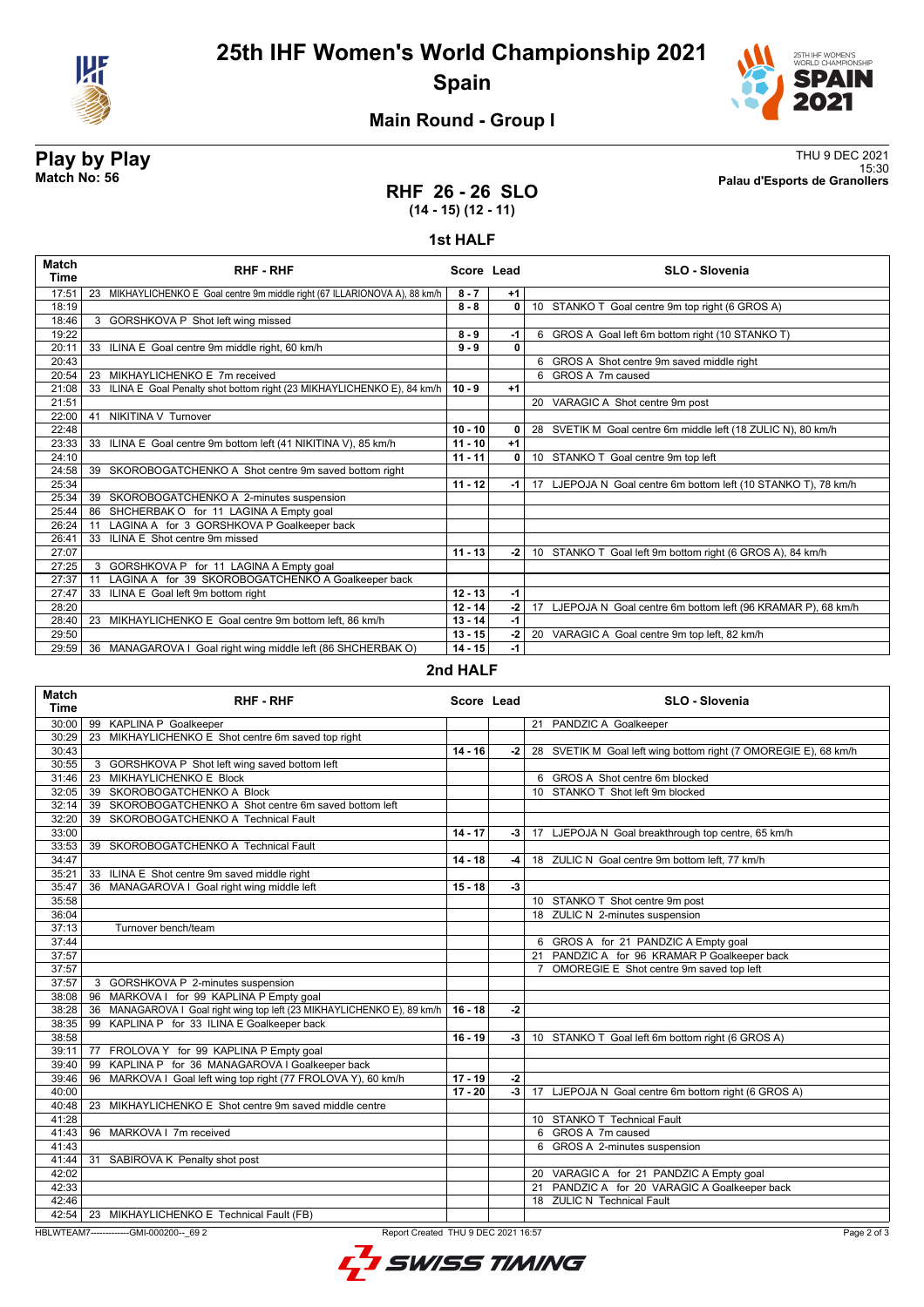# 25th IHF Women's World Championship 2021

## Spain

### Main Round - Group I

**Play by Play**
**Match No: 56**

THU 9 DEC 2021
15:30
**Palau d'Esports de Granollers**

## RHF 26 - 26 SLO
**(14 - 15) (12 - 11)**

### 1st HALF

| Match Time | RHF - RHF | Score | Lead | SLO - Slovenia |
|---|---|---|---|---|
| 17:51 | 23 MIKHAYLICHENKO E Goal centre 9m middle right (67 ILLARIONOVA A), 88 km/h | 8 - 7 | +1 | |
| 18:19 | | 8 - 8 | 0 | 10 STANKO T Goal centre 9m top right (6 GROS A) |
| 18:46 | 3 GORSHKOVA P Shot left wing missed | | | |
| 19:22 | | 8 - 9 | -1 | 6 GROS A Goal left 6m bottom right (10 STANKO T) |
| 20:11 | 33 ILINA E Goal centre 9m middle right, 60 km/h | 9 - 9 | 0 | |
| 20:43 | | | | 6 GROS A Shot centre 9m saved middle right |
| 20:54 | 23 MIKHAYLICHENKO E 7m received | | | 6 GROS A 7m caused |
| 21:08 | 33 ILINA E Goal Penalty shot bottom right (23 MIKHAYLICHENKO E), 84 km/h | 10 - 9 | +1 | |
| 21:51 | | | | 20 VARAGIC A Shot centre 9m post |
| 22:00 | 41 NIKITINA V Turnover | | | |
| 22:48 | | 10 - 10 | 0 | 28 SVETIK M Goal centre 6m middle left (18 ZULIC N), 80 km/h |
| 23:33 | 33 ILINA E Goal centre 9m bottom left (41 NIKITINA V), 85 km/h | 11 - 10 | +1 | |
| 24:10 | | 11 - 11 | 0 | 10 STANKO T Goal centre 9m top left |
| 24:58 | 39 SKOROBOGATCHENKO A Shot centre 9m saved bottom right | | | |
| 25:34 | | 11 - 12 | -1 | 17 LJEPOJA N Goal centre 6m bottom left (10 STANKO T), 78 km/h |
| 25:34 | 39 SKOROBOGATCHENKO A 2-minutes suspension | | | |
| 25:44 | 86 SHCHERBAK O for 11 LAGINA A Empty goal | | | |
| 26:24 | 11 LAGINA A for 3 GORSHKOVA P Goalkeeper back | | | |
| 26:41 | 33 ILINA E Shot centre 9m missed | | | |
| 27:07 | | 11 - 13 | -2 | 10 STANKO T Goal left 9m bottom right (6 GROS A), 84 km/h |
| 27:25 | 3 GORSHKOVA P for 11 LAGINA A Empty goal | | | |
| 27:37 | 11 LAGINA A for 39 SKOROBOGATCHENKO A Goalkeeper back | | | |
| 27:47 | 33 ILINA E Goal left 9m bottom right | 12 - 13 | -1 | |
| 28:20 | | 12 - 14 | -2 | 17 LJEPOJA N Goal centre 6m bottom left (96 KRAMAR P), 68 km/h |
| 28:40 | 23 MIKHAYLICHENKO E Goal centre 9m bottom left, 86 km/h | 13 - 14 | -1 | |
| 29:50 | | 13 - 15 | -2 | 20 VARAGIC A Goal centre 9m top left, 82 km/h |
| 29:59 | 36 MANAGAROVA I Goal right wing middle left (86 SHCHERBAK O) | 14 - 15 | -1 | |

### 2nd HALF

| Match Time | RHF - RHF | Score | Lead | SLO - Slovenia |
|---|---|---|---|---|
| 30:00 | 99 KAPLINA P Goalkeeper | | | 21 PANDZIC A Goalkeeper |
| 30:29 | 23 MIKHAYLICHENKO E Shot centre 6m saved top right | | | |
| 30:43 | | 14 - 16 | -2 | 28 SVETIK M Goal left wing bottom right (7 OMOREGIE E), 68 km/h |
| 30:55 | 3 GORSHKOVA P Shot left wing saved bottom left | | | |
| 31:46 | 23 MIKHAYLICHENKO E Block | | | 6 GROS A Shot centre 6m blocked |
| 32:05 | 39 SKOROBOGATCHENKO A Block | | | 10 STANKO T Shot left 9m blocked |
| 32:14 | 39 SKOROBOGATCHENKO A Shot centre 6m saved bottom left | | | |
| 32:20 | 39 SKOROBOGATCHENKO A Technical Fault | | | |
| 33:00 | | 14 - 17 | -3 | 17 LJEPOJA N Goal breakthrough top centre, 65 km/h |
| 33:53 | 39 SKOROBOGATCHENKO A Technical Fault | | | |
| 34:47 | | 14 - 18 | -4 | 18 ZULIC N Goal centre 9m bottom left, 77 km/h |
| 35:21 | 33 ILINA E Shot centre 9m saved middle right | | | |
| 35:47 | 36 MANAGAROVA I Goal right wing middle left | 15 - 18 | -3 | |
| 35:58 | | | | 10 STANKO T Shot centre 9m post |
| 36:04 | | | | 18 ZULIC N 2-minutes suspension |
| 37:13 | Turnover bench/team | | | |
| 37:44 | | | | 6 GROS A for 21 PANDZIC A Empty goal |
| 37:57 | | | | 21 PANDZIC A for 96 KRAMAR P Goalkeeper back |
| 37:57 | | | | 7 OMOREGIE E Shot centre 9m saved top left |
| 37:57 | 3 GORSHKOVA P 2-minutes suspension | | | |
| 38:08 | 96 MARKOVA I for 99 KAPLINA P Empty goal | | | |
| 38:28 | 36 MANAGAROVA I Goal right wing top left (23 MIKHAYLICHENKO E), 89 km/h | 16 - 18 | -2 | |
| 38:35 | 99 KAPLINA P for 33 ILINA E Goalkeeper back | | | |
| 38:58 | | 16 - 19 | -3 | 10 STANKO T Goal left 6m bottom right (6 GROS A) |
| 39:11 | 77 FROLOVA Y for 99 KAPLINA P Empty goal | | | |
| 39:40 | 99 KAPLINA P for 36 MANAGAROVA I Goalkeeper back | | | |
| 39:46 | 96 MARKOVA I Goal left wing top right (77 FROLOVA Y), 60 km/h | 17 - 19 | -2 | |
| 40:00 | | 17 - 20 | -3 | 17 LJEPOJA N Goal centre 6m bottom right (6 GROS A) |
| 40:48 | 23 MIKHAYLICHENKO E Shot centre 9m saved middle centre | | | |
| 41:28 | | | | 10 STANKO T Technical Fault |
| 41:43 | 96 MARKOVA I 7m received | | | 6 GROS A 7m caused |
| 41:43 | | | | 6 GROS A 2-minutes suspension |
| 41:44 | 31 SABIROVA K Penalty shot post | | | |
| 42:02 | | | | 20 VARAGIC A for 21 PANDZIC A Empty goal |
| 42:33 | | | | 21 PANDZIC A for 20 VARAGIC A Goalkeeper back |
| 42:46 | | | | 18 ZULIC N Technical Fault |
| 42:54 | 23 MIKHAYLICHENKO E Technical Fault (FB) | | | |

HBLWTEAM7-------------GMI-000200--_69 2 Report Created THU 9 DEC 2021 16:57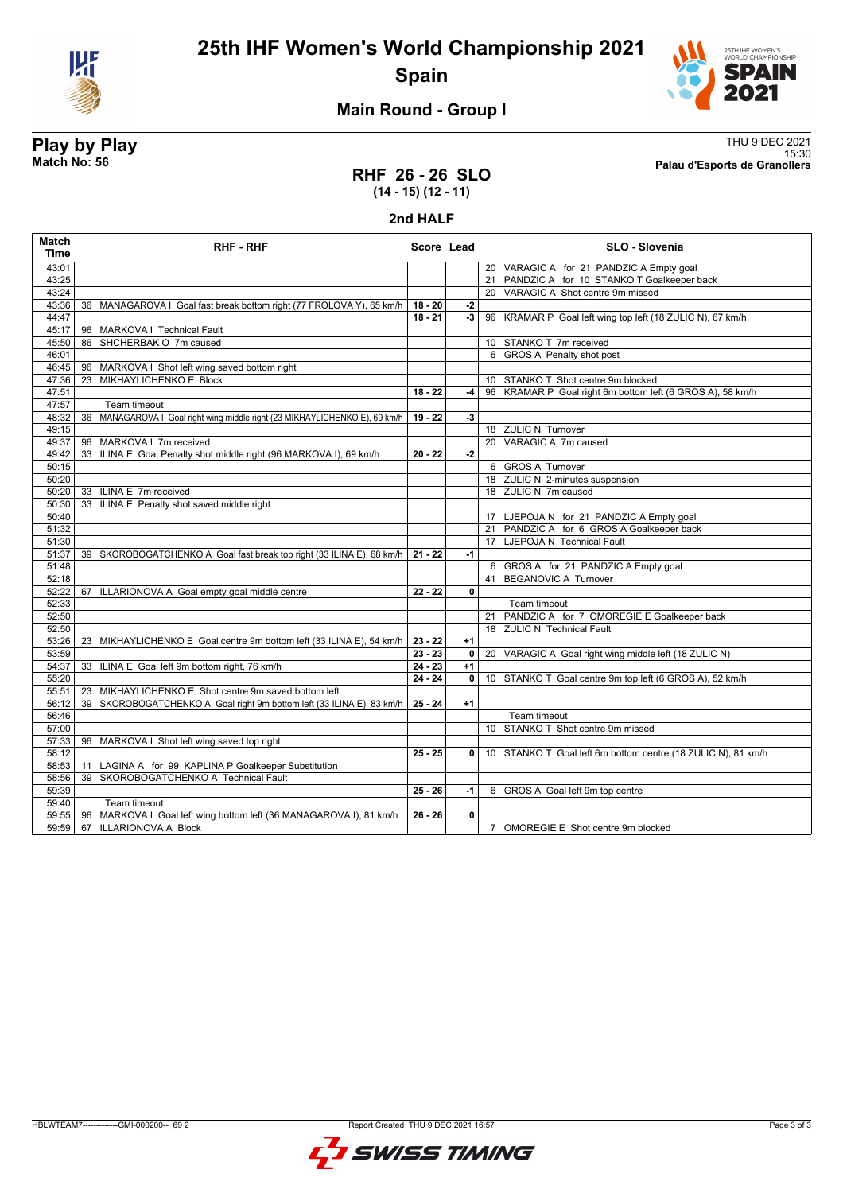# 25th IHF Women's World Championship 2021

## Spain

### Main Round - Group I

**Play by Play**
**Match No: 56**

THU 9 DEC 2021
15:30
**Palau d'Esports de Granollers**

## RHF 26 - 26 SLO

**(14 - 15) (12 - 11)**

### 2nd HALF

| Match Time | RHF - RHF | Score | Lead | SLO - Slovenia |
|---|---|---|---|---|
| 43:01 | | | | 20 VARAGIC A for 21 PANDZIC A Empty goal |
| 43:25 | | | | 21 PANDZIC A for 10 STANKO T Goalkeeper back |
| 43:24 | | | | 20 VARAGIC A Shot centre 9m missed |
| 43:36 | 36 MANAGAROVA I Goal fast break bottom right (77 FROLOVA Y), 65 km/h | 18 - 20 | -2 | |
| 44:47 | | 18 - 21 | -3 | 96 KRAMAR P Goal left wing top left (18 ZULIC N), 67 km/h |
| 45:17 | 96 MARKOVA I Technical Fault | | | |
| 45:50 | 86 SHCHERBAK O 7m caused | | | 10 STANKO T 7m received |
| 46:01 | | | | 6 GROS A Penalty shot post |
| 46:45 | 96 MARKOVA I Shot left wing saved bottom right | | | |
| 47:36 | 23 MIKHAYLICHENKO E Block | | | 10 STANKO T Shot centre 9m blocked |
| 47:51 | | 18 - 22 | -4 | 96 KRAMAR P Goal right 6m bottom left (6 GROS A), 58 km/h |
| 47:57 | Team timeout | | | |
| 48:32 | 36 MANAGAROVA I Goal right wing middle right (23 MIKHAYLICHENKO E), 69 km/h | 19 - 22 | -3 | |
| 49:15 | | | | 18 ZULIC N Turnover |
| 49:37 | 96 MARKOVA I 7m received | | | 20 VARAGIC A 7m caused |
| 49:42 | 33 ILINA E Goal Penalty shot middle right (96 MARKOVA I), 69 km/h | 20 - 22 | -2 | |
| 50:15 | | | | 6 GROS A Turnover |
| 50:20 | | | | 18 ZULIC N 2-minutes suspension |
| 50:20 | 33 ILINA E 7m received | | | 18 ZULIC N 7m caused |
| 50:30 | 33 ILINA E Penalty shot saved middle right | | | |
| 50:40 | | | | 17 LJEPOJA N for 21 PANDZIC A Empty goal |
| 51:32 | | | | 21 PANDZIC A for 6 GROS A Goalkeeper back |
| 51:30 | | | | 17 LJEPOJA N Technical Fault |
| 51:37 | 39 SKOROBOGATCHENKO A Goal fast break top right (33 ILINA E), 68 km/h | 21 - 22 | -1 | |
| 51:48 | | | | 6 GROS A for 21 PANDZIC A Empty goal |
| 52:18 | | | | 41 BEGANOVIC A Turnover |
| 52:22 | 67 ILLARIONOVA A Goal empty goal middle centre | 22 - 22 | 0 | |
| 52:33 | | | | Team timeout |
| 52:50 | | | | 21 PANDZIC A for 7 OMOREGIE E Goalkeeper back |
| 52:50 | | | | 18 ZULIC N Technical Fault |
| 53:26 | 23 MIKHAYLICHENKO E Goal centre 9m bottom left (33 ILINA E), 54 km/h | 23 - 22 | +1 | |
| 53:59 | | 23 - 23 | 0 | 20 VARAGIC A Goal right wing middle left (18 ZULIC N) |
| 54:37 | 33 ILINA E Goal left 9m bottom right, 76 km/h | 24 - 23 | +1 | |
| 55:20 | | 24 - 24 | 0 | 10 STANKO T Goal centre 9m top left (6 GROS A), 52 km/h |
| 55:51 | 23 MIKHAYLICHENKO E Shot centre 9m saved bottom left | | | |
| 56:12 | 39 SKOROBOGATCHENKO A Goal right 9m bottom left (33 ILINA E), 83 km/h | 25 - 24 | +1 | |
| 56:46 | | | | Team timeout |
| 57:00 | | | | 10 STANKO T Shot centre 9m missed |
| 57:33 | 96 MARKOVA I Shot left wing saved top right | | | |
| 58:12 | | 25 - 25 | 0 | 10 STANKO T Goal left 6m bottom centre (18 ZULIC N), 81 km/h |
| 58:53 | 11 LAGINA A for 99 KAPLINA P Goalkeeper Substitution | | | |
| 58:56 | 39 SKOROBOGATCHENKO A Technical Fault | | | |
| 59:39 | | 25 - 26 | -1 | 6 GROS A Goal left 9m top centre |
| 59:40 | Team timeout | | | |
| 59:55 | 96 MARKOVA I Goal left wing bottom left (36 MANAGAROVA I), 81 km/h | 26 - 26 | 0 | |
| 59:59 | 67 ILLARIONOVA A Block | | | 7 OMOREGIE E Shot centre 9m blocked |

HBLWTEAM7--------------GMI-000200--_69 2 Report Created THU 9 DEC 2021 16:57